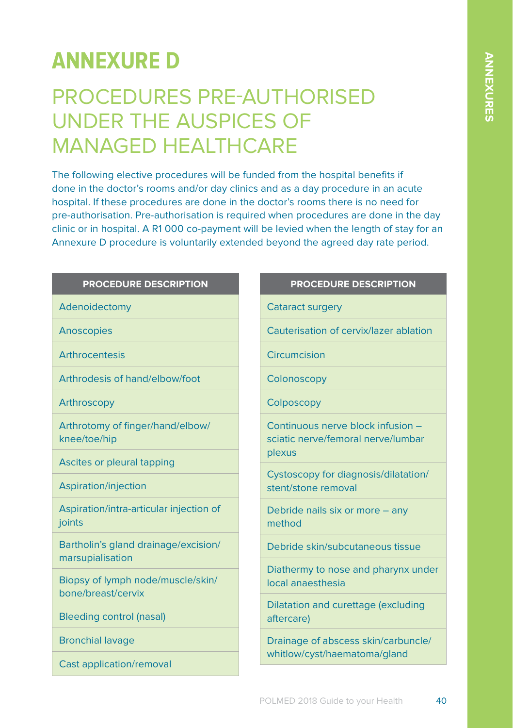# ANNEXURE D

## PROCEDURES PRE-AUTHORISED UNDER THE AUSPICES OF MANAGED HEALTHCARE

The following elective procedures will be funded from the hospital benefits if done in the doctor's rooms and/or day clinics and as a day procedure in an acute hospital. If these procedures are done in the doctor's rooms there is no need for pre-authorisation. Pre-authorisation is required when procedures are done in the day clinic or in hospital. A R1 000 co-payment will be levied when the length of stay for an Annexure D procedure is voluntarily extended beyond the agreed day rate period.

| PROCEDURE DESCRIPTION |
|---|
| Adenoidectomy |
| Anoscopies |
| Arthrocentesis |
| Arthrodesis of hand/elbow/foot |
| Arthroscopy |
| Arthrotomy of finger/hand/elbow/knee/toe/hip |
| Ascites or pleural tapping |
| Aspiration/injection |
| Aspiration/intra-articular injection of joints |
| Bartholin's gland drainage/excision/marsupialisation |
| Biopsy of lymph node/muscle/skin/bone/breast/cervix |
| Bleeding control (nasal) |
| Bronchial lavage |
| Cast application/removal |

| PROCEDURE DESCRIPTION |
|---|
| Cataract surgery |
| Cauterisation of cervix/lazer ablation |
| Circumcision |
| Colonoscopy |
| Colposcopy |
| Continuous nerve block infusion – sciatic nerve/femoral nerve/lumbar plexus |
| Cystoscopy for diagnosis/dilatation/stent/stone removal |
| Debride nails six or more – any method |
| Debride skin/subcutaneous tissue |
| Diathermy to nose and pharynx under local anaesthesia |
| Dilatation and curettage (excluding aftercare) |
| Drainage of abscess skin/carbuncle/whitlow/cyst/haematoma/gland |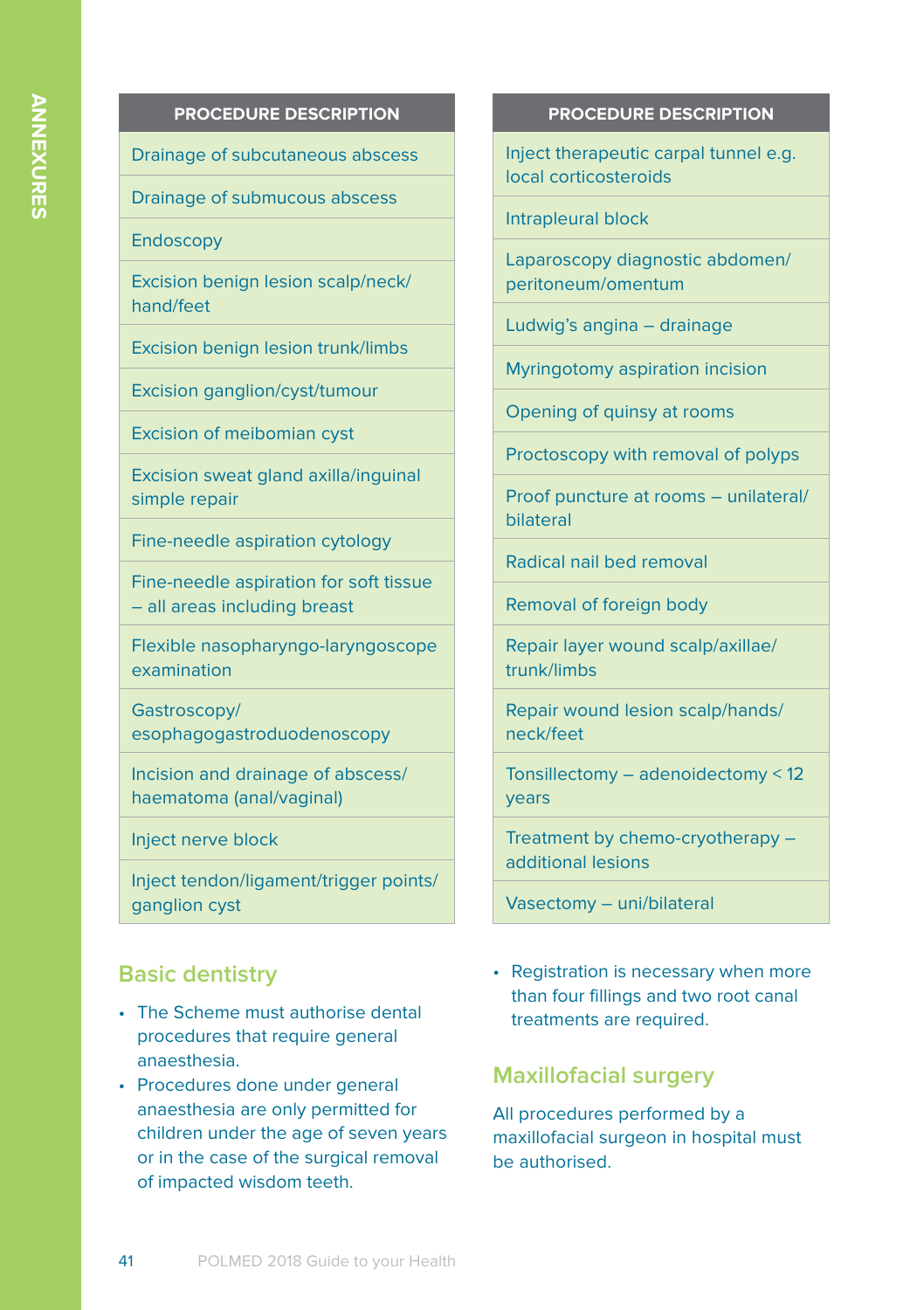| PROCEDURE DESCRIPTION |
| --- |
| Drainage of subcutaneous abscess |
| Drainage of submucous abscess |
| Endoscopy |
| Excision benign lesion scalp/neck/hand/feet |
| Excision benign lesion trunk/limbs |
| Excision ganglion/cyst/tumour |
| Excision of meibomian cyst |
| Excision sweat gland axilla/inguinal simple repair |
| Fine-needle aspiration cytology |
| Fine-needle aspiration for soft tissue – all areas including breast |
| Flexible nasopharyngo-laryngoscope examination |
| Gastroscopy/ esophagogastroduodenoscopy |
| Incision and drainage of abscess/ haematoma (anal/vaginal) |
| Inject nerve block |
| Inject tendon/ligament/trigger points/ ganglion cyst |
| Inject therapeutic carpal tunnel e.g. local corticosteroids |
| Intrapleural block |
| Laparoscopy diagnostic abdomen/ peritoneum/omentum |
| Ludwig's angina – drainage |
| Myringotomy aspiration incision |
| Opening of quinsy at rooms |
| Proctoscopy with removal of polyps |
| Proof puncture at rooms – unilateral/ bilateral |
| Radical nail bed removal |
| Removal of foreign body |
| Repair layer wound scalp/axillae/ trunk/limbs |
| Repair wound lesion scalp/hands/ neck/feet |
| Tonsillectomy – adenoidectomy < 12 years |
| Treatment by chemo-cryotherapy – additional lesions |
| Vasectomy – uni/bilateral |

## Basic dentistry

- The Scheme must authorise dental procedures that require general anaesthesia.
- Procedures done under general anaesthesia are only permitted for children under the age of seven years or in the case of the surgical removal of impacted wisdom teeth.
- Registration is necessary when more than four fillings and two root canal treatments are required.

## Maxillofacial surgery

All procedures performed by a maxillofacial surgeon in hospital must be authorised.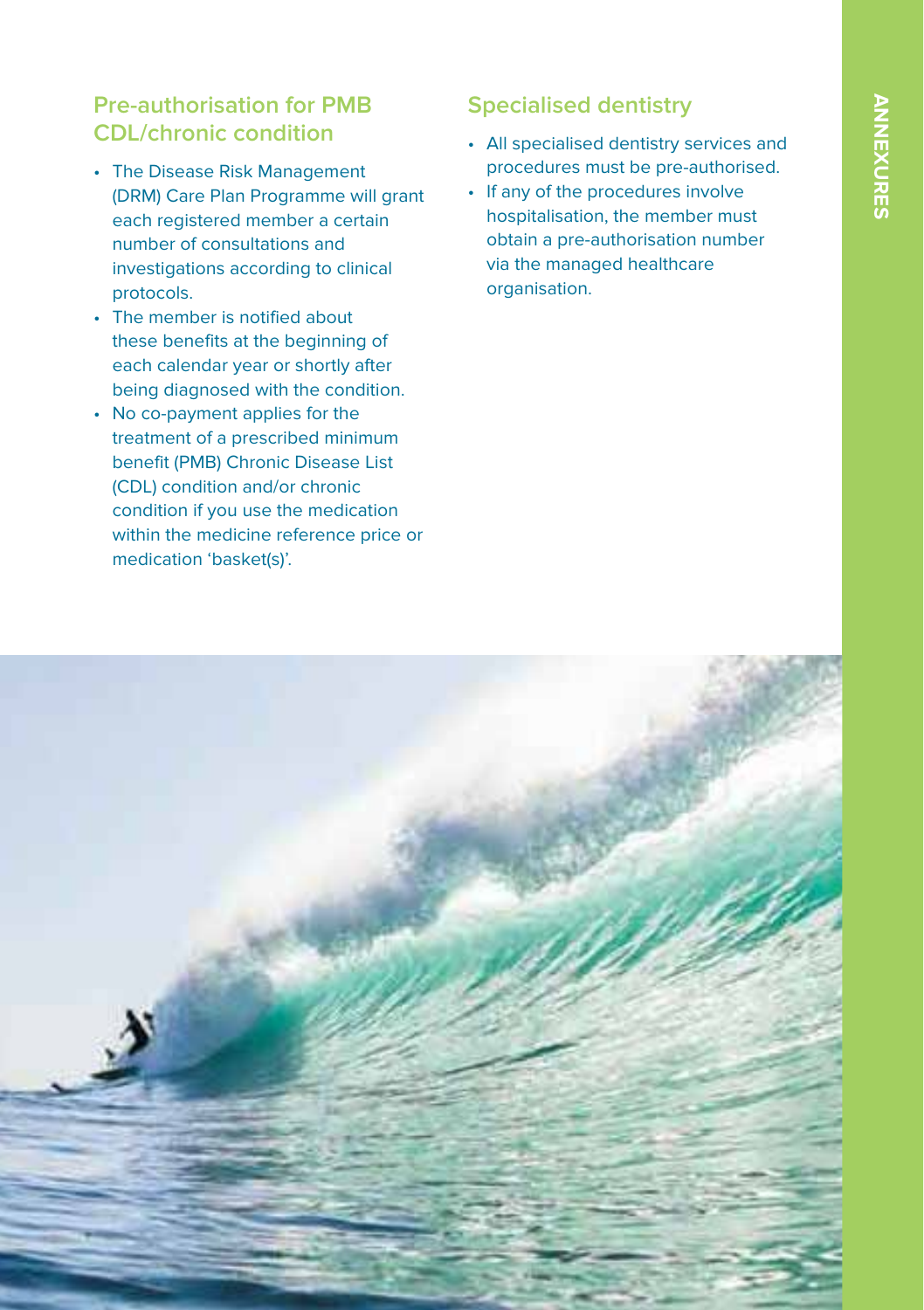## Pre-authorisation for PMB CDL/chronic condition

- The Disease Risk Management (DRM) Care Plan Programme will grant each registered member a certain number of consultations and investigations according to clinical protocols.
- The member is notified about these benefits at the beginning of each calendar year or shortly after being diagnosed with the condition.
- No co-payment applies for the treatment of a prescribed minimum benefit (PMB) Chronic Disease List (CDL) condition and/or chronic condition if you use the medication within the medicine reference price or medication 'basket(s)'.

## Specialised dentistry

- All specialised dentistry services and procedures must be pre-authorised.
- If any of the procedures involve hospitalisation, the member must obtain a pre-authorisation number via the managed healthcare organisation.